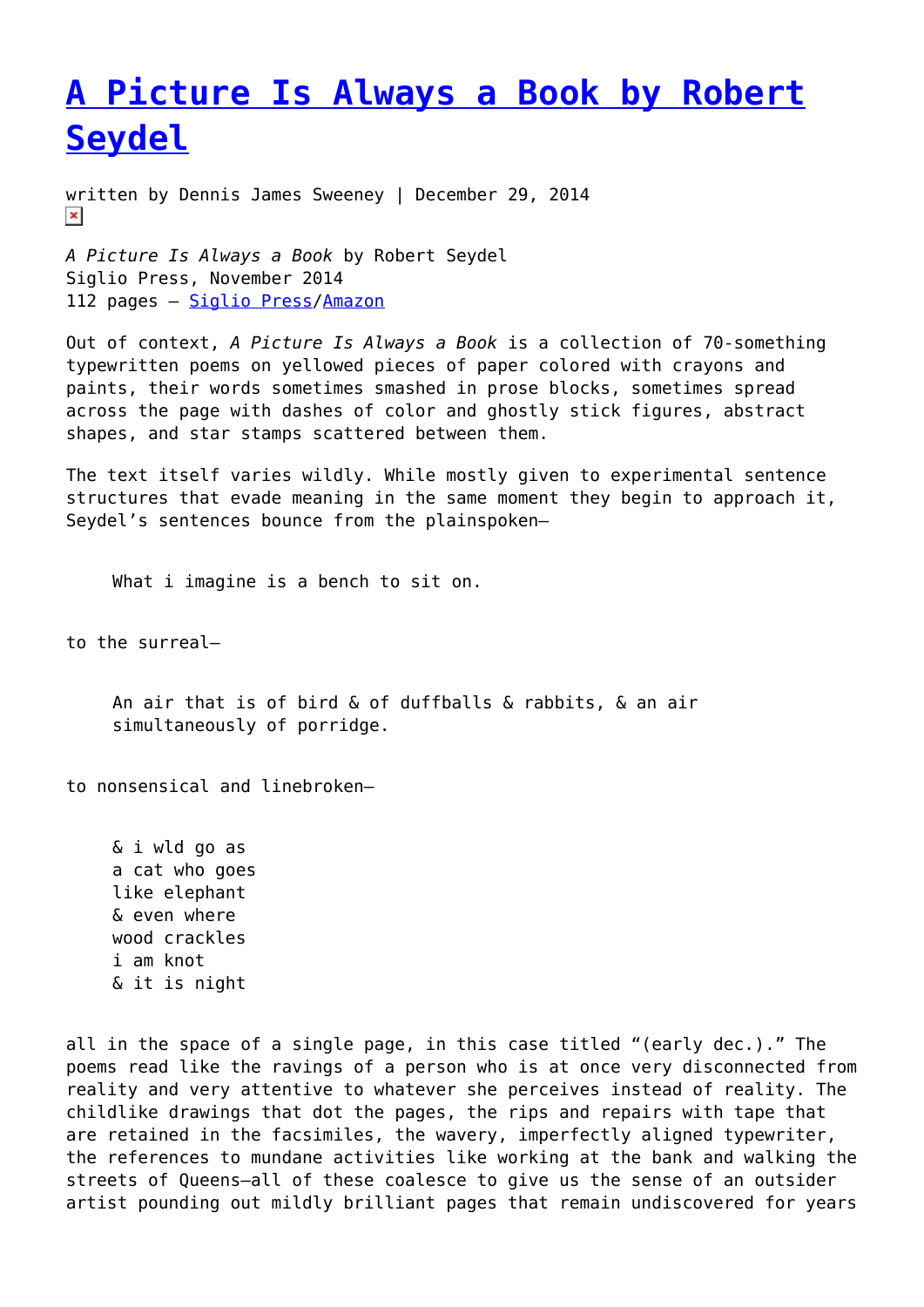# [A Picture Is Always a Book by Robert Seydel]()

written by Dennis James Sweeney | December 29, 2014

*A Picture Is Always a Book* by Robert Seydel
Siglio Press, November 2014
112 pages – [Siglio Press]()/[Amazon]()

Out of context, *A Picture Is Always a Book* is a collection of 70-something typewritten poems on yellowed pieces of paper colored with crayons and paints, their words sometimes smashed in prose blocks, sometimes spread across the page with dashes of color and ghostly stick figures, abstract shapes, and star stamps scattered between them.

The text itself varies wildly. While mostly given to experimental sentence structures that evade meaning in the same moment they begin to approach it, Seydel's sentences bounce from the plainspoken—

> What i imagine is a bench to sit on.

to the surreal—

> An air that is of bird & of duffballs & rabbits, & an air simultaneously of porridge.

to nonsensical and linebroken—

> & i wld go as
> a cat who goes
> like elephant
> & even where
> wood crackles
> i am knot
> & it is night

all in the space of a single page, in this case titled "(early dec.)." The poems read like the ravings of a person who is at once very disconnected from reality and very attentive to whatever she perceives instead of reality. The childlike drawings that dot the pages, the rips and repairs with tape that are retained in the facsimiles, the wavery, imperfectly aligned typewriter, the references to mundane activities like working at the bank and walking the streets of Queens—all of these coalesce to give us the sense of an outsider artist pounding out mildly brilliant pages that remain undiscovered for years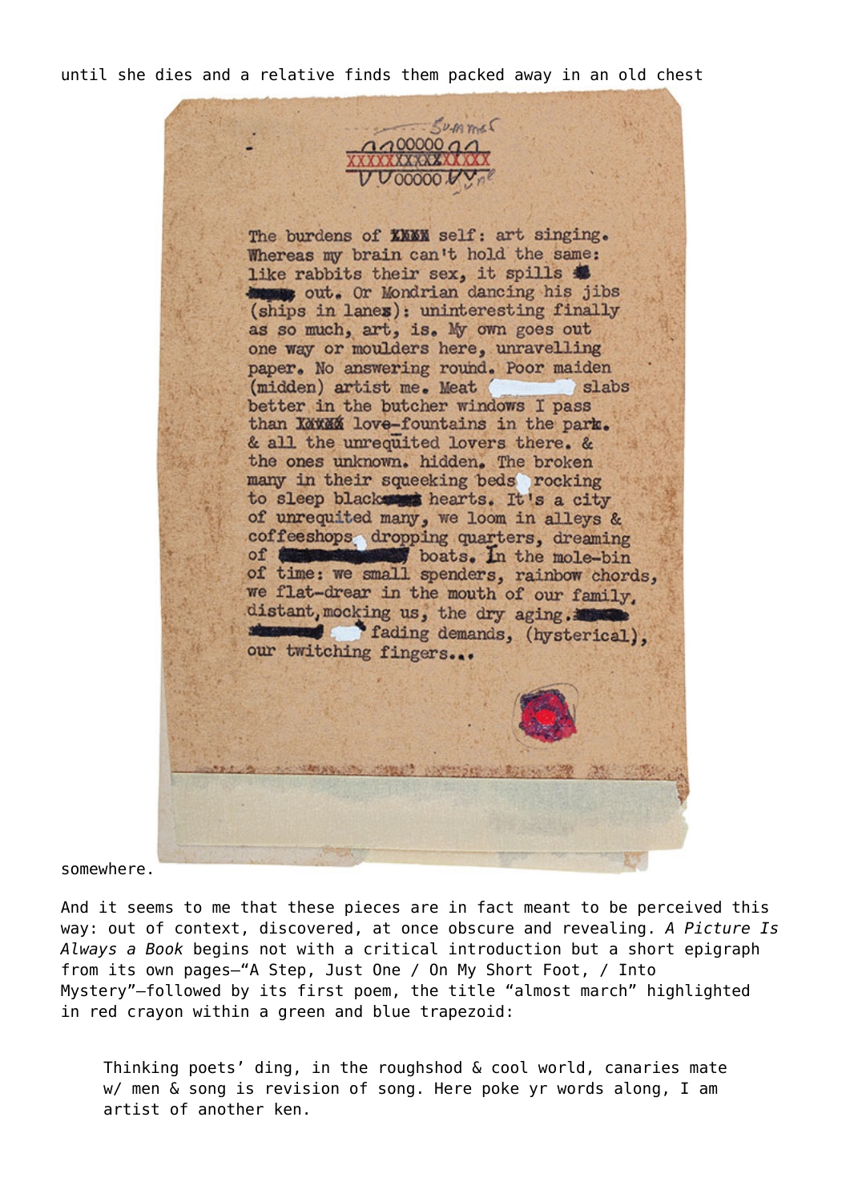until she dies and a relative finds them packed away in an old chest

The burdens of XXXX self: art singing.
Whereas my brain can't hold the same:
like rabbits their sex, it spills
out. Or Mondrian dancing his jibs
(ships in lanes): uninteresting finally
as so much, art, is. My own goes out
one way or moulders here, unravelling
paper. No answering round. Poor maiden
(midden) artist me. Meat slabs
better in the butcher windows I pass
than XXXXX love-fountains in the park.
& all the unrequited lovers there. &
the ones unknown. hidden. The broken
many in their squeeking beds rocking
to sleep black hearts. It's a city
of unrequited many, we loom in alleys &
coffeeshops dropping quarters, dreaming
of boats. In the mole-bin
of time: we small spenders, rainbow chords,
we flat-drear in the mouth of our family,
distant, mocking us, the dry aging.
fading demands, (hysterical),
our twitching fingers...

somewhere.

And it seems to me that these pieces are in fact meant to be perceived this way: out of context, discovered, at once obscure and revealing. *A Picture Is Always a Book* begins not with a critical introduction but a short epigraph from its own pages—"A Step, Just One / On My Short Foot, / Into Mystery"—followed by its first poem, the title "almost march" highlighted in red crayon within a green and blue trapezoid:

> Thinking poets' ding, in the roughshod & cool world, canaries mate w/ men & song is revision of song. Here poke yr words along, I am artist of another ken.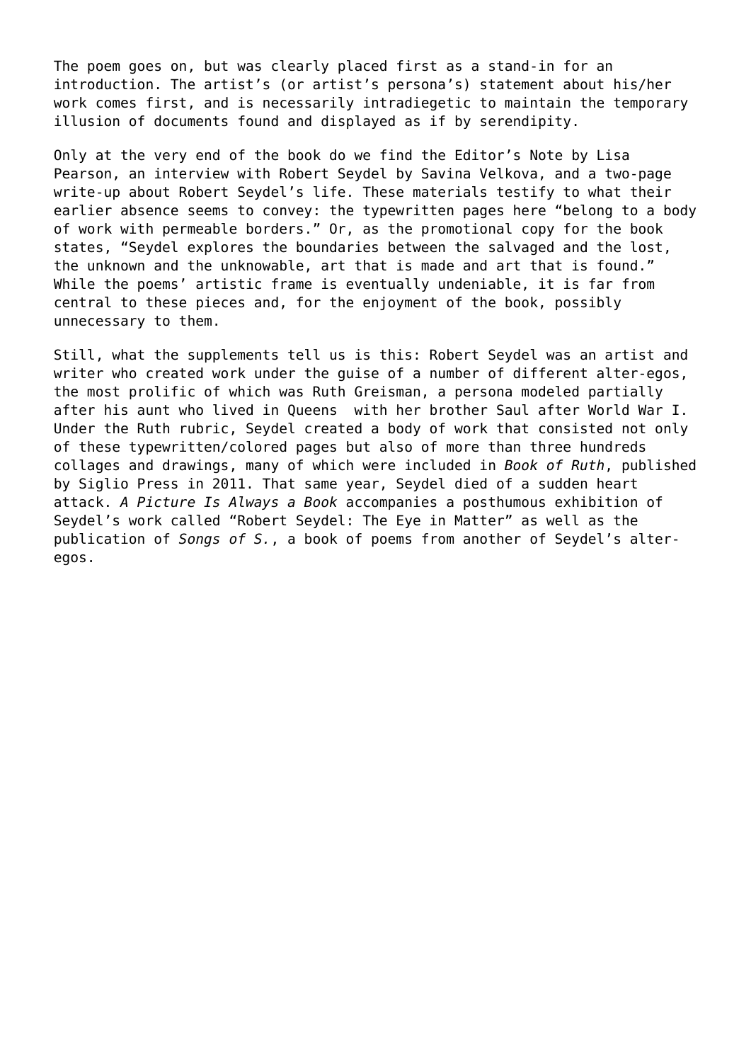The poem goes on, but was clearly placed first as a stand-in for an introduction. The artist's (or artist's persona's) statement about his/her work comes first, and is necessarily intradiegetic to maintain the temporary illusion of documents found and displayed as if by serendipity.

Only at the very end of the book do we find the Editor's Note by Lisa Pearson, an interview with Robert Seydel by Savina Velkova, and a two-page write-up about Robert Seydel's life. These materials testify to what their earlier absence seems to convey: the typewritten pages here "belong to a body of work with permeable borders." Or, as the promotional copy for the book states, "Seydel explores the boundaries between the salvaged and the lost, the unknown and the unknowable, art that is made and art that is found." While the poems' artistic frame is eventually undeniable, it is far from central to these pieces and, for the enjoyment of the book, possibly unnecessary to them.

Still, what the supplements tell us is this: Robert Seydel was an artist and writer who created work under the guise of a number of different alter-egos, the most prolific of which was Ruth Greisman, a persona modeled partially after his aunt who lived in Queens  with her brother Saul after World War I. Under the Ruth rubric, Seydel created a body of work that consisted not only of these typewritten/colored pages but also of more than three hundreds collages and drawings, many of which were included in *Book of Ruth*, published by Siglio Press in 2011. That same year, Seydel died of a sudden heart attack. *A Picture Is Always a Book* accompanies a posthumous exhibition of Seydel's work called "Robert Seydel: The Eye in Matter" as well as the publication of *Songs of S.*, a book of poems from another of Seydel's alter-egos.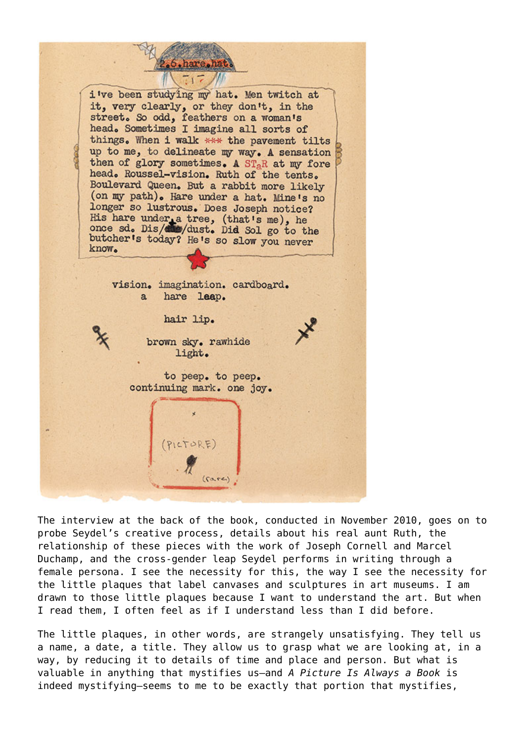2.6.hare.hat.

i've been studying my hat. Men twitch at it, very clearly, or they don't, in the street. So odd, feathers on a woman's head. Sometimes I imagine all sorts of things. When i walk *** the pavement tilts up to me, to delineate my way. A sensation then of glory sometimes. A STaR at my fore head. Roussel-vision. Ruth of the tents. Boulevard Queen. But a rabbit more likely (on my path). Hare under a hat. Mine's no longer so lustrous. Does Joseph notice? His hare under a tree, (that's me), he once sd. Dis/dust/dust. Did Sol go to the butcher's today? He's so slow you never know.

vision. imagination. cardboard.
a hare leap.

hair lip.

brown sky. rawhide
light.

to peep. to peep.
continuing mark. one joy.

(PICTURE)

(rare)

The interview at the back of the book, conducted in November 2010, goes on to probe Seydel's creative process, details about his real aunt Ruth, the relationship of these pieces with the work of Joseph Cornell and Marcel Duchamp, and the cross-gender leap Seydel performs in writing through a female persona. I see the necessity for this, the way I see the necessity for the little plaques that label canvases and sculptures in art museums. I am drawn to those little plaques because I want to understand the art. But when I read them, I often feel as if I understand less than I did before.

The little plaques, in other words, are strangely unsatisfying. They tell us a name, a date, a title. They allow us to grasp what we are looking at, in a way, by reducing it to details of time and place and person. But what is valuable in anything that mystifies us—and *A Picture Is Always a Book* is indeed mystifying—seems to me to be exactly that portion that mystifies,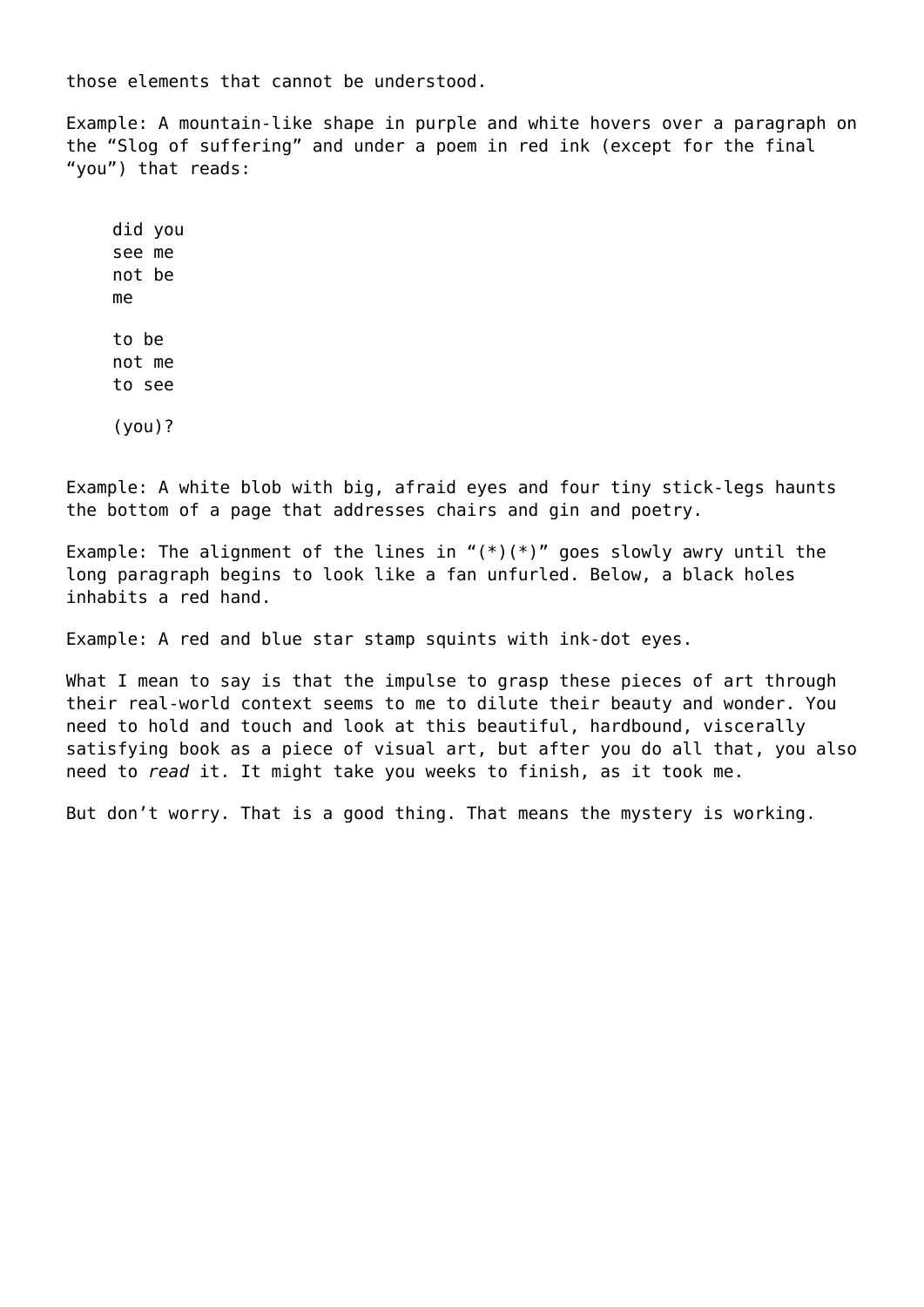those elements that cannot be understood.

Example: A mountain-like shape in purple and white hovers over a paragraph on the “Slog of suffering” and under a poem in red ink (except for the final “you”) that reads:

> did you  
> see me  
> not be  
> me
>
> to be  
> not me  
> to see
>
> (you)?

Example: A white blob with big, afraid eyes and four tiny stick-legs haunts the bottom of a page that addresses chairs and gin and poetry.

Example: The alignment of the lines in “(*)(*)” goes slowly awry until the long paragraph begins to look like a fan unfurled. Below, a black holes inhabits a red hand.

Example: A red and blue star stamp squints with ink-dot eyes.

What I mean to say is that the impulse to grasp these pieces of art through their real-world context seems to me to dilute their beauty and wonder. You need to hold and touch and look at this beautiful, hardbound, viscerally satisfying book as a piece of visual art, but after you do all that, you also need to *read* it. It might take you weeks to finish, as it took me.

But don’t worry. That is a good thing. That means the mystery is working.